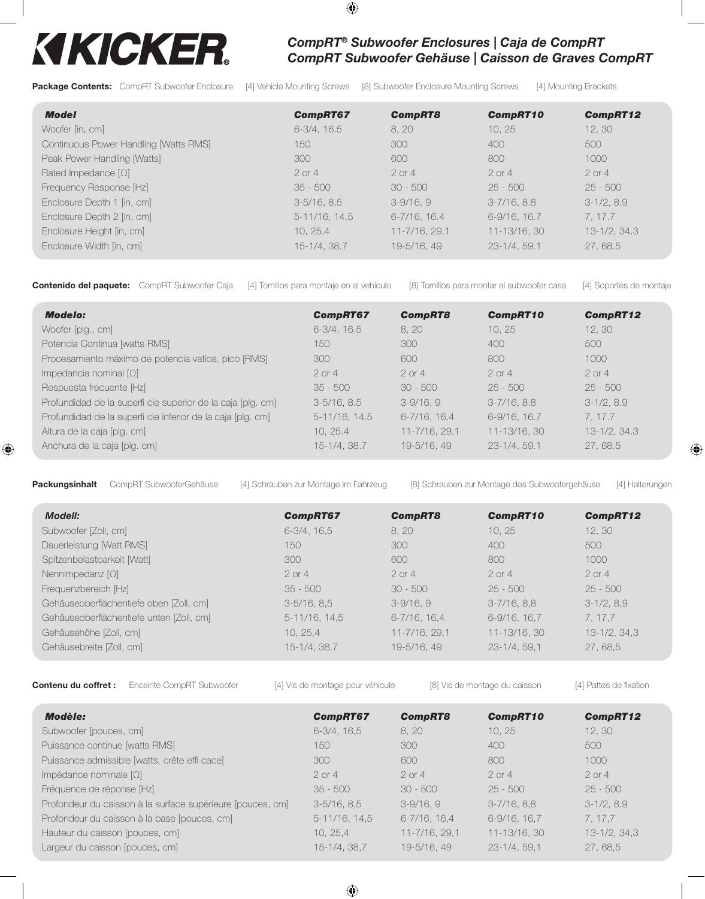**KICKER**

# *CompRT® Subwoofer Enclosures | Caja de CompRT*
# *CompRT Subwoofer Gehäuse | Caisson de Graves CompRT*

**Package Contents:** CompRT Subwoofer Enclosure [4] Vehicle Mounting Screws [8] Subwoofer Enclosure Mounting Screws [4] Mounting Brackets

| ***Model*** | ***CompRT67*** | ***CompRT8*** | ***CompRT10*** | ***CompRT12*** |
|---|---|---|---|---|
| Woofer [in, cm] | 6-3/4, 16.5 | 8, 20 | 10, 25 | 12, 30 |
| Continuous Power Handling [Watts RMS] | 150 | 300 | 400 | 500 |
| Peak Power Handling [Watts] | 300 | 600 | 800 | 1000 |
| Rated Impedance [Ω] | 2 or 4 | 2 or 4 | 2 or 4 | 2 or 4 |
| Frequency Response [Hz] | 35 - 500 | 30 - 500 | 25 - 500 | 25 - 500 |
| Enclosure Depth 1 [in, cm] | 3-5/16, 8.5 | 3-9/16, 9 | 3-7/16, 8.8 | 3-1/2, 8.9 |
| Enclosure Depth 2 [in, cm] | 5-11/16, 14.5 | 6-7/16, 16.4 | 6-9/16, 16.7 | 7, 17.7 |
| Enclosure Height [in, cm] | 10, 25.4 | 11-7/16, 29.1 | 11-13/16, 30 | 13-1/2, 34.3 |
| Enclosure Width [in, cm] | 15-1/4, 38.7 | 19-5/16, 49 | 23-1/4, 59.1 | 27, 68.5 |

**Contenido del paquete:** CompRT Subwoofer Caja [4] Tornillos para montaje en el vehículo [8] Tornillos para montar el subwoofer casa [4] Soportes de montaje

| ***Modelo:*** | ***CompRT67*** | ***CompRT8*** | ***CompRT10*** | ***CompRT12*** |
|---|---|---|---|---|
| Woofer [plg., cm] | 6-3/4, 16.5 | 8, 20 | 10, 25 | 12, 30 |
| Potencia Continua [watts RMS] | 150 | 300 | 400 | 500 |
| Procesamiento máximo de potencia vatios, pico [RMS] | 300 | 600 | 800 | 1000 |
| Impedancia nominal [Ω] | 2 or 4 | 2 or 4 | 2 or 4 | 2 or 4 |
| Respuesta frecuente [Hz] | 35 - 500 | 30 - 500 | 25 - 500 | 25 - 500 |
| Profundidad de la superfi cie superior de la caja [plg. cm] | 3-5/16, 8.5 | 3-9/16, 9 | 3-7/16, 8.8 | 3-1/2, 8.9 |
| Profundidad de la superfi cie inferior de la caja [plg. cm] | 5-11/16, 14.5 | 6-7/16, 16.4 | 6-9/16, 16.7 | 7, 17.7 |
| Altura de la caja [plg. cm] | 10, 25.4 | 11-7/16, 29.1 | 11-13/16, 30 | 13-1/2, 34.3 |
| Anchura de la caja [plg. cm] | 15-1/4, 38.7 | 19-5/16, 49 | 23-1/4, 59.1 | 27, 68.5 |

**Packungsinhalt** CompRT SubwooferGehäuse [4] Schrauben zur Montage im Fahrzeug [8] Schrauben zur Montage des Subwoofergehäuse [4] Halterungen

| ***Modell:*** | ***CompRT67*** | ***CompRT8*** | ***CompRT10*** | ***CompRT12*** |
|---|---|---|---|---|
| Subwoofer [Zoll, cm] | 6-3/4, 16,5 | 8, 20 | 10, 25 | 12, 30 |
| Dauerleistung [Watt RMS] | 150 | 300 | 400 | 500 |
| Spitzenbelastbarkeit [Watt] | 300 | 600 | 800 | 1000 |
| Nennimpedanz [Ω] | 2 or 4 | 2 or 4 | 2 or 4 | 2 or 4 |
| Frequenzbereich [Hz] | 35 - 500 | 30 - 500 | 25 - 500 | 25 - 500 |
| Gehäuseoberflächentiefe oben [Zoll, cm] | 3-5/16, 8,5 | 3-9/16, 9 | 3-7/16, 8,8 | 3-1/2, 8,9 |
| Gehäuseoberflächentiefe unten [Zoll, cm] | 5-11/16, 14,5 | 6-7/16, 16,4 | 6-9/16, 16,7 | 7, 17,7 |
| Gehäusehöhe [Zoll, cm] | 10, 25,4 | 11-7/16, 29,1 | 11-13/16, 30 | 13-1/2, 34,3 |
| Gehäusebreite [Zoll, cm] | 15-1/4, 38,7 | 19-5/16, 49 | 23-1/4, 59,1 | 27, 68,5 |

**Contenu du coffret :** Enceinte CompRT Subwoofer [4] Vis de montage pour véhicule [8] Vis de montage du caisson [4] Pattes de fixation

| ***Modèle:*** | ***CompRT67*** | ***CompRT8*** | ***CompRT10*** | ***CompRT12*** |
|---|---|---|---|---|
| Subwoofer [pouces, cm] | 6-3/4, 16,5 | 8, 20 | 10, 25 | 12, 30 |
| Puissance continue [watts RMS] | 150 | 300 | 400 | 500 |
| Puissance admissible [watts, crête effi cace] | 300 | 600 | 800 | 1000 |
| Impédance nominale [Ω] | 2 or 4 | 2 or 4 | 2 or 4 | 2 or 4 |
| Fréquence de réponse [Hz] | 35 - 500 | 30 - 500 | 25 - 500 | 25 - 500 |
| Profondeur du caisson à la surface supérieure [pouces, cm] | 3-5/16, 8,5 | 3-9/16, 9 | 3-7/16, 8,8 | 3-1/2, 8,9 |
| Profondeur du caisson à la base [pouces, cm] | 5-11/16, 14,5 | 6-7/16, 16,4 | 6-9/16, 16,7 | 7, 17,7 |
| Hauteur du caisson [pouces, cm] | 10, 25,4 | 11-7/16, 29,1 | 11-13/16, 30 | 13-1/2, 34,3 |
| Largeur du caisson [pouces, cm] | 15-1/4, 38,7 | 19-5/16, 49 | 23-1/4, 59,1 | 27, 68,5 |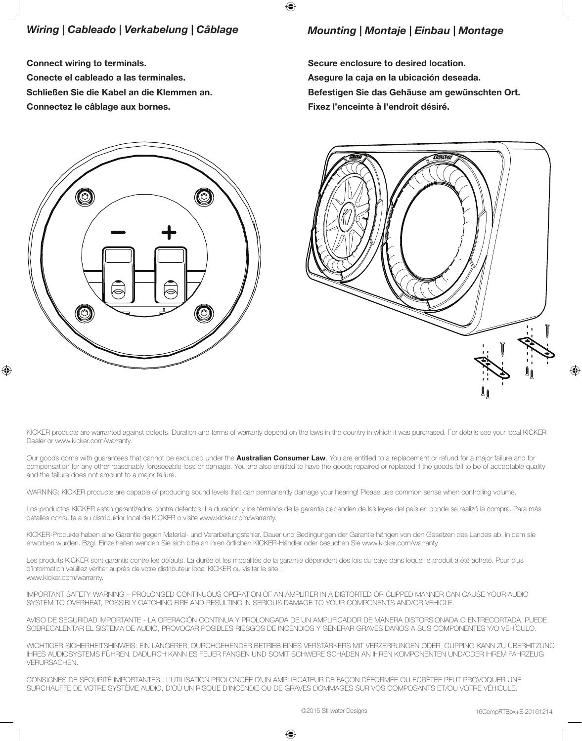## *Wiring | Cableado | Verkabelung | Câblage*

**Connect wiring to terminals.**
**Conecte el cableado a las terminales.**
**Schließen Sie die Kabel an die Klemmen an.**
**Connectez le câblage aux bornes.**

## *Mounting | Montaje | Einbau | Montage*

**Secure enclosure to desired location.**
**Asegure la caja en la ubicación deseada.**
**Befestigen Sie das Gehäuse am gewünschten Ort.**
**Fixez l'enceinte à l'endroit désiré.**

KICKER products are warranted against defects. Duration and terms of warranty depend on the laws in the country in which it was purchased. For details see your local KICKER Dealer or www.kicker.com/warranty.

Our goods come with guarantees that cannot be excluded under the **Australian Consumer Law**. You are entitled to a replacement or refund for a major failure and for compensation for any other reasonably foreseeable loss or damage. You are also entitled to have the goods repaired or replaced if the goods fail to be of acceptable quality and the failure does not amount to a major failure.

WARNING: KICKER products are capable of producing sound levels that can permanently damage your hearing! Please use common sense when controlling volume.

Los productos KICKER están garantizados contra defectos. La duración y los términos de la garantía dependen de las leyes del país en donde se realizó la compra. Para más detalles consulte a su distribuidor local de KICKER o visite www.kicker.com/warranty.

KICKER-Produkte haben eine Garantie gegen Material- und Verarbeitungsfehler. Dauer und Bedingungen der Garantie hängen von den Gesetzen des Landes ab, in dem sie erworben wurden. Bzgl. Einzelheiten wenden Sie sich bitte an Ihren örtlichen KICKER-Händler oder besuchen Sie www.kicker.com/warranty

Les produits KICKER sont garantis contre les défauts. La durée et les modalités de la garantie dépendent des lois du pays dans lequel le produit a été acheté. Pour plus d'information veuillez vérifier auprès de votre distributeur local KICKER ou visiter le site :
www.kicker.com/warranty.

IMPORTANT SAFETY WARNING – PROLONGED CONTINUOUS OPERATION OF AN AMPLIFIER IN A DISTORTED OR CLIPPED MANNER CAN CAUSE YOUR AUDIO SYSTEM TO OVERHEAT, POSSIBLY CATCHING FIRE AND RESULTING IN SERIOUS DAMAGE TO YOUR COMPONENTS AND/OR VEHICLE.

AVISO DE SEGURIDAD IMPORTANTE - LA OPERACIÓN CONTINUA Y PROLONGADA DE UN AMPLIFICADOR DE MANERA DISTORSIONADA O ENTRECORTADA, PUEDE SOBRECALENTAR EL SISTEMA DE AUDIO, PROVOCAR POSIBLES RIESGOS DE INCENDIOS Y GENERAR GRAVES DAÑOS A SUS COMPONENTES Y/O VEHÍCULO.

WICHTIGER SICHERHEITSHINWEIS: EIN LÄNGERER, DURCHGEHENDER BETRIEB EINES VERSTÄRKERS MIT VERZERRUNGEN ODER CLIPPING KANN ZU ÜBERHITZUNG IHRES AUDIOSYSTEMS FÜHREN, DADURCH KANN ES FEUER FANGEN UND SOMIT SCHWERE SCHÄDEN AN IHREN KOMPONENTEN UND/ODER IHREM FAHRZEUG VERURSACHEN.

CONSIGNES DE SÉCURITÉ IMPORTANTES : L'UTILISATION PROLONGÉE D'UN AMPLIFICATEUR DE FAÇON DÉFORMÉE OU ECRÊTÉE PEUT PROVOQUER UNE SURCHAUFFE DE VOTRE SYSTÈME AUDIO, D'OÙ UN RISQUE D'INCENDIE OU DE GRAVES DOMMAGES SUR VOS COMPOSANTS ET/OU VOTRE VÉHICULE.

©2015 Stillwater Designs

16CompRTBox+E-20161214